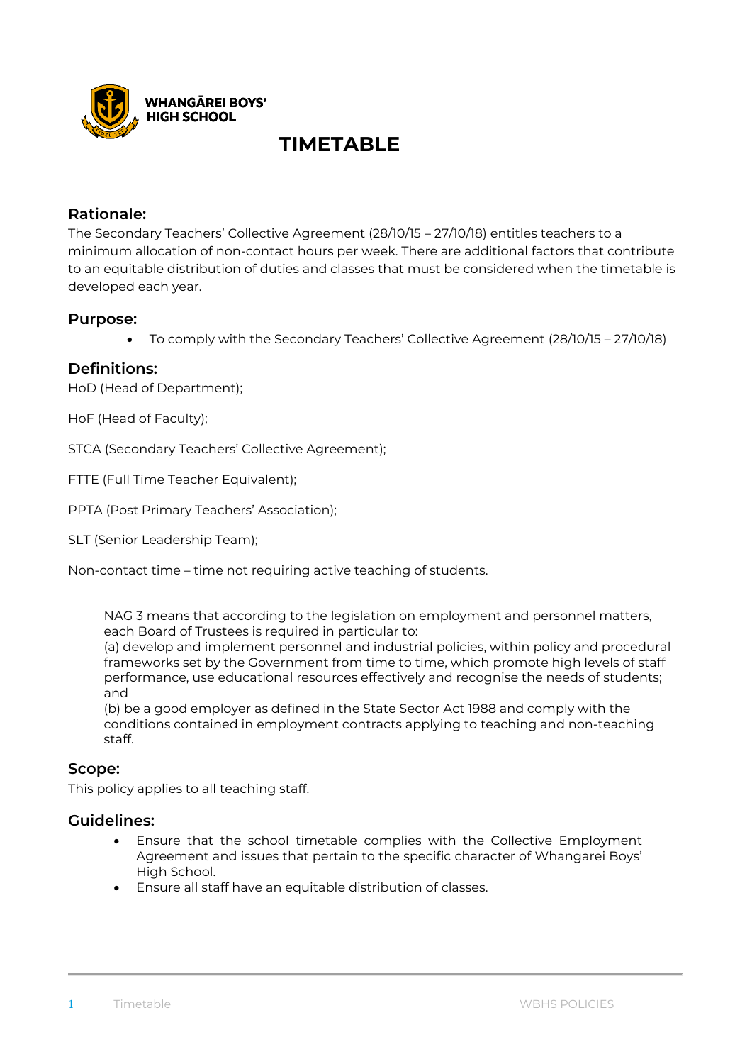WHANGĀREI BOYS' HIGH SCHOOL

# TIMETABLE

## Rationale:

The Secondary Teachers' Collective Agreement (28/10/15 – 27/10/18) entitles teachers to a minimum allocation of non-contact hours per week. There are additional factors that contribute to an equitable distribution of duties and classes that must be considered when the timetable is developed each year.

## Purpose:

- To comply with the Secondary Teachers' Collective Agreement (28/10/15 – 27/10/18)

## Definitions:

HoD (Head of Department);

HoF (Head of Faculty);

STCA (Secondary Teachers' Collective Agreement);

FTTE (Full Time Teacher Equivalent);

PPTA (Post Primary Teachers' Association);

SLT (Senior Leadership Team);

Non-contact time – time not requiring active teaching of students.

> NAG 3 means that according to the legislation on employment and personnel matters, each Board of Trustees is required in particular to:
> (a) develop and implement personnel and industrial policies, within policy and procedural frameworks set by the Government from time to time, which promote high levels of staff performance, use educational resources effectively and recognise the needs of students; and
> (b) be a good employer as defined in the State Sector Act 1988 and comply with the conditions contained in employment contracts applying to teaching and non-teaching staff.

## Scope:

This policy applies to all teaching staff.

## Guidelines:

- Ensure that the school timetable complies with the Collective Employment Agreement and issues that pertain to the specific character of Whangarei Boys' High School.
- Ensure all staff have an equitable distribution of classes.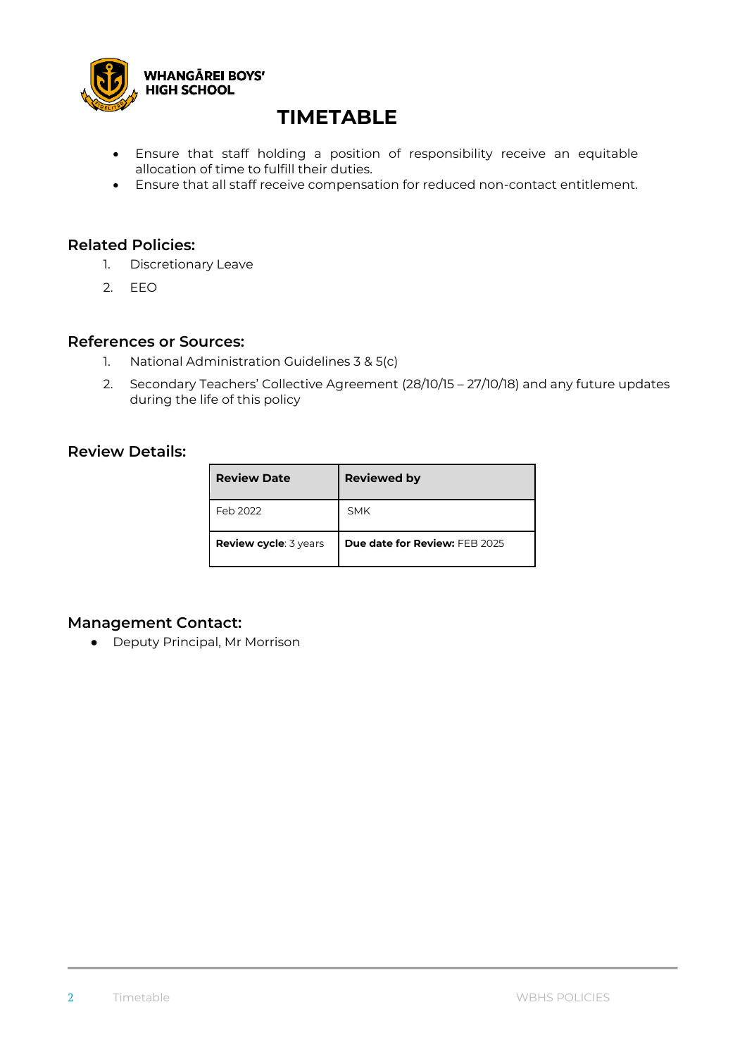- Ensure that staff holding a position of responsibility receive an equitable allocation of time to fulfill their duties.
- Ensure that all staff receive compensation for reduced non-contact entitlement.

## Related Policies:

1. Discretionary Leave
2. EEO

## References or Sources:

1. National Administration Guidelines 3 & 5(c)
2. Secondary Teachers' Collective Agreement (28/10/15 – 27/10/18) and any future updates during the life of this policy

## Review Details:

| Review Date | Reviewed by |
|---|---|
| Feb 2022 | SMK |
| **Review cycle**: 3 years | **Due date for Review:** FEB 2025 |

## Management Contact:

- Deputy Principal, Mr Morrison